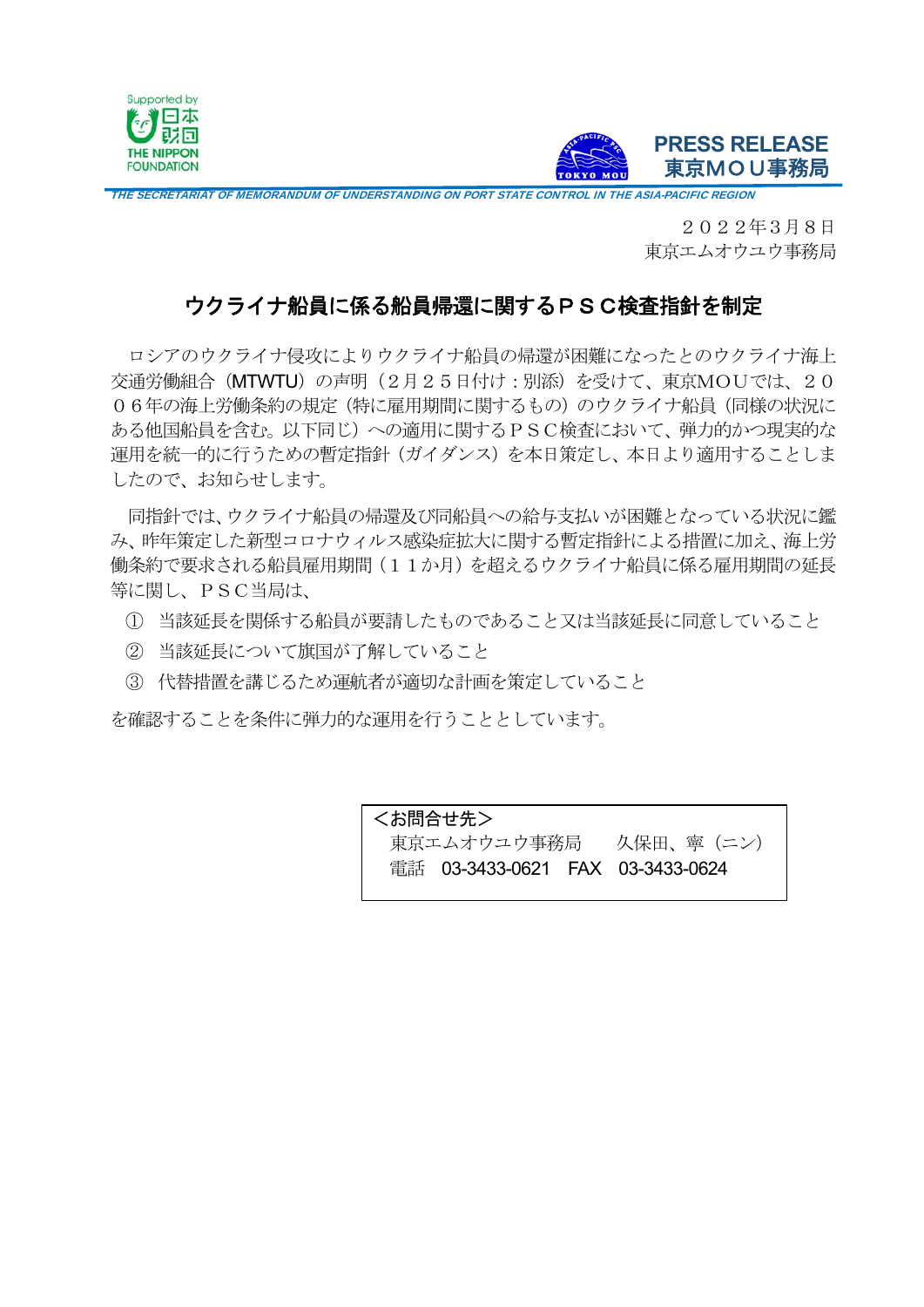Supported by 日本財団 THE NIPPON FOUNDATION

PRESS RELEASE
東京ＭＯＵ事務局

*THE SECRETARIAT OF MEMORANDUM OF UNDERSTANDING ON PORT STATE CONTROL IN THE ASIA-PACIFIC REGION*

２０２２年３月８日
東京エムオウユウ事務局

## ウクライナ船員に係る船員帰還に関するＰＳＣ検査指針を制定

ロシアのウクライナ侵攻によりウクライナ船員の帰還が困難になったとのウクライナ海上交通労働組合（MTWTU）の声明（２月２５日付：別添）を受けて、東京ＭＯＵでは、２００６年の海上労働条約の規定（特に雇用期間に関するもの）のウクライナ船員（同様の状況にある他国船員を含む。以下同じ）への適用に関するＰＳＣ検査において、弾力的かつ現実的な運用を統一的に行うための暫定指針（ガイダンス）を本日策定し、本日より適用することしましたので、お知らせします。

同指針では、ウクライナ船員の帰還及び同船員への給与支払いが困難となっている状況に鑑み、昨年策定した新型コロナウィルス感染症拡大に関する暫定指針による措置に加え、海上労働条約で要求される船員雇用期間（１１か月）を超えるウクライナ船員に係る雇用期間の延長等に関し、ＰＳＣ当局は、

① 当該延長を関係する船員が要請したものであること又は当該延長に同意していること
② 当該延長について旗国が了解していること
③ 代替措置を講じるため運航者が適切な計画を策定していること

を確認することを条件に弾力的な運用を行うこととしています。

＜お問合せ先＞
東京エムオウユウ事務局　　久保田、寧（ニン）
電話　03-3433-0621　FAX　03-3433-0624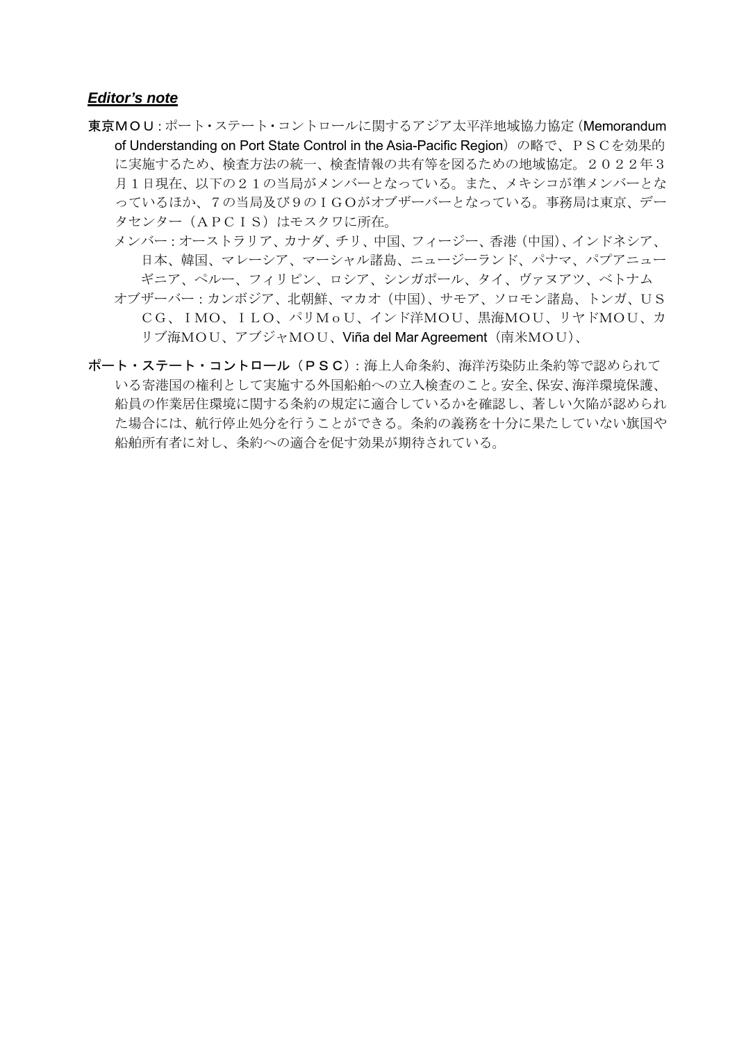***Editor's note***

**東京ＭＯＵ**：ポート・ステート・コントロールに関するアジア太平洋地域協力協定（Memorandum of Understanding on Port State Control in the Asia-Pacific Region）の略で、ＰＳＣを効果的に実施するため、検査方法の統一、検査情報の共有等を図るための地域協定。２０２２年３月１日現在、以下の２１の当局がメンバーとなっている。また、メキシコが準メンバーとなっているほか、７の当局及び９のＩＧＯがオブザーバーとなっている。事務局は東京、データセンター（ＡＰＣＩＳ）はモスクワに所在。

メンバー：オーストラリア、カナダ、チリ、中国、フィージー、香港（中国）、インドネシア、日本、韓国、マレーシア、マーシャル諸島、ニュージーランド、パナマ、パプアニューギニア、ペルー、フィリピン、ロシア、シンガポール、タイ、ヴァヌアツ、ベトナム

オブザーバー：カンボジア、北朝鮮、マカオ（中国）、サモア、ソロモン諸島、トンガ、ＵＳＣＧ、ＩＭＯ、ＩＬＯ、パリＭｏＵ、インド洋ＭＯＵ、黒海ＭＯＵ、リヤドＭＯＵ、カリブ海ＭＯＵ、アブジャＭＯＵ、Viña del Mar Agreement（南米ＭＯＵ）、

**ポート・ステート・コントロール（ＰＳＣ）**：海上人命条約、海洋汚染防止条約等で認められている寄港国の権利として実施する外国船舶への立入検査のこと。安全、保安、海洋環境保護、船員の作業居住環境に関する条約の規定に適合しているかを確認し、著しい欠陥が認められた場合には、航行停止処分を行うことができる。条約の義務を十分に果たしていない旗国や船舶所有者に対し、条約への適合を促す効果が期待されている。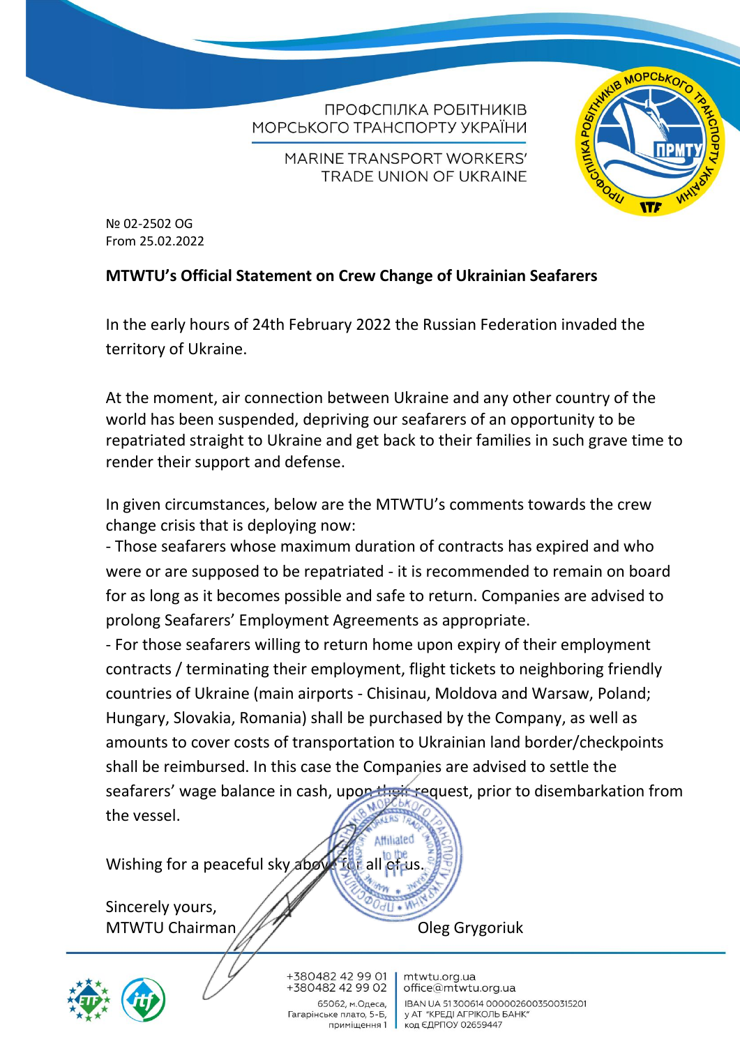ПРОФСПІЛКА РОБІТНИКІВ МОРСЬКОГО ТРАНСПОРТУ УКРАЇНИ

MARINE TRANSPORT WORKERS' TRADE UNION OF UKRAINE

№ 02-2502 OG
From 25.02.2022

**MTWTU's Official Statement on Crew Change of Ukrainian Seafarers**

In the early hours of 24th February 2022 the Russian Federation invaded the territory of Ukraine.

At the moment, air connection between Ukraine and any other country of the world has been suspended, depriving our seafarers of an opportunity to be repatriated straight to Ukraine and get back to their families in such grave time to render their support and defense.

In given circumstances, below are the MTWTU's comments towards the crew change crisis that is deploying now:

- Those seafarers whose maximum duration of contracts has expired and who were or are supposed to be repatriated - it is recommended to remain on board for as long as it becomes possible and safe to return. Companies are advised to prolong Seafarers' Employment Agreements as appropriate.
- For those seafarers willing to return home upon expiry of their employment contracts / terminating their employment, flight tickets to neighboring friendly countries of Ukraine (main airports - Chisinau, Moldova and Warsaw, Poland; Hungary, Slovakia, Romania) shall be purchased by the Company, as well as amounts to cover costs of transportation to Ukrainian land border/checkpoints shall be reimbursed. In this case the Companies are advised to settle the seafarers' wage balance in cash, upon their request, prior to disembarkation from the vessel.

Wishing for a peaceful sky above for all of us.

Sincerely yours,
MTWTU Chairman Oleg Grygoriuk

+380482 42 99 01
+380482 42 99 02
65062, м.Одеса, Гагарінське плато, 5-Б, приміщення 1

mtwtu.org.ua
office@mtwtu.org.ua
IBAN UA 51 300614 0000026003500315201
у АТ "КРЕДІ АГРІКОЛЬ БАНК"
код ЄДРПОУ 02659447